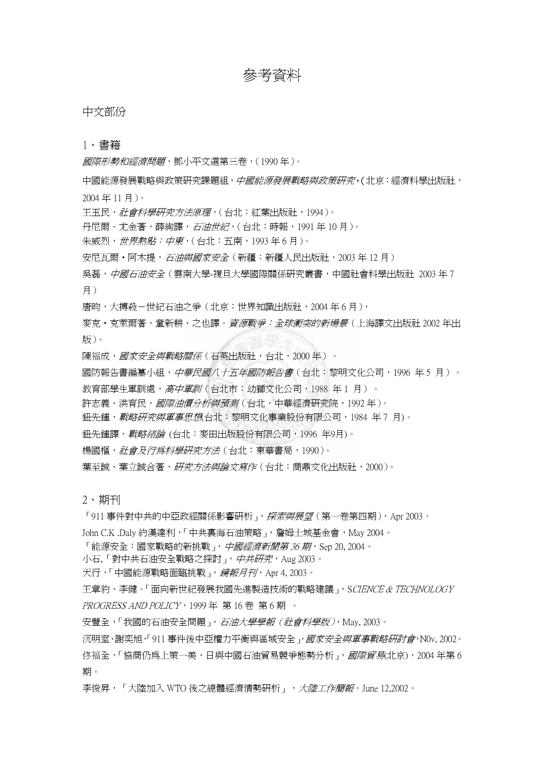# 參考資料

## 中文部份

### 1、書籍

*國際形勢和經濟問題*，鄧小平文選第三卷，（1990 年）。

中國能源發展戰略與政策研究課題組，*中國能源發展戰略與政策研究*，（北京：經濟科學出版社，2004 年 11 月）。

王玉民，*社會科學研究方法原理*，（台北：紅葉出版社，1994）。

丹尼爾・尤金著，薛絢譯，*石油世紀*，（台北：時報，1991 年 10 月）。

朱威烈，*世界熱點：中東*，（台北：五南，1993 年 6 月）。

安尼瓦爾・阿木提，*石油與國家安全*（新疆：新疆人民出版社，2003 年 12 月）

吳磊，*中國石油安全*（雲南大學-復旦大學國際關係研究叢書，中國社會科學出版社 2003 年 7 月）

唐昀，大搏殺－世紀石油之爭（北京：世界知識出版社，2004 年 6 月），

麥克・克萊爾著，童新耕、之也譯。*資源戰爭：全球衝突的新場景*（上海譯文出版社 2002 年出版）。

陳福成，*國家安全與戰略關係*（石英出版社，台北，2000 年）。

國防報告書編纂小組，*中華民國八十五年國防報告書*（台北：黎明文化公司，1996 年 5 月）。

教育部學生軍訓處，*高中軍訓*（台北市：幼獅文化公司，1988 年 1 月）。

許志義、洪育民，*國際油價分析與預測*（台北，中華經濟研究院，1992 年）。

鈕先鍾，*戰略研究與軍事思想*台北：黎明文化事業股份有限公司，1984 年 7 月)。

鈕先鍾譯，*戰略緒論* (台北：麥田出版股份有限公司，1996 年9月)。

楊國樞，*社會及行爲科學研究方法*（台北：東華書局，1990）。

葉至誠、葉立誠合著，*研究方法與論文寫作*（台北：商鼎文化出版社，2000）。

### 2、期刊

「911 事件對中共的中亞政經關係影響研析」，*探索與展望*（第一卷第四期），Apr 2003。

John C.K .Daly 約漢達利，「中共裏海石油策略」，詹姆士城基金會，May 2004。

「能源安全：國家戰略的新挑戰」，*中國經濟新聞第 36 期*，Sep 20, 2004。

小石,「對中共石油安全戰略之探討」，*中共研究*，Aug 2003。

天行，「中國能源戰略面臨挑戰」，*鏡報月刊*，Apr 4, 2003。

王章豹、李健。「面向新世紀發展我國先進製造技術的戰略建議」，*SCIENCE & TECHNOLOGY PROGRESS AND POLICY*，1999 年 第 16 卷 第 6 期 。

安豐全，「我國的石油安全問題」，*石油大學學報（社會科學版）*，May, 2003。

沉明室、謝奕旭,「911 事件後中亞權力平衡與區域安全」，*國家安全與軍事戰略研討會*，N0v, 2002。

佟福全，「協商仍爲上策一美、日與中國石油貿易競爭態勢分析」，*國際貿易*(北京)，2004 年第 6 期。

李俊昇，「大陸加入 WTO 後之總體經濟情勢研析」，*大陸工作簡報*。June 12,2002。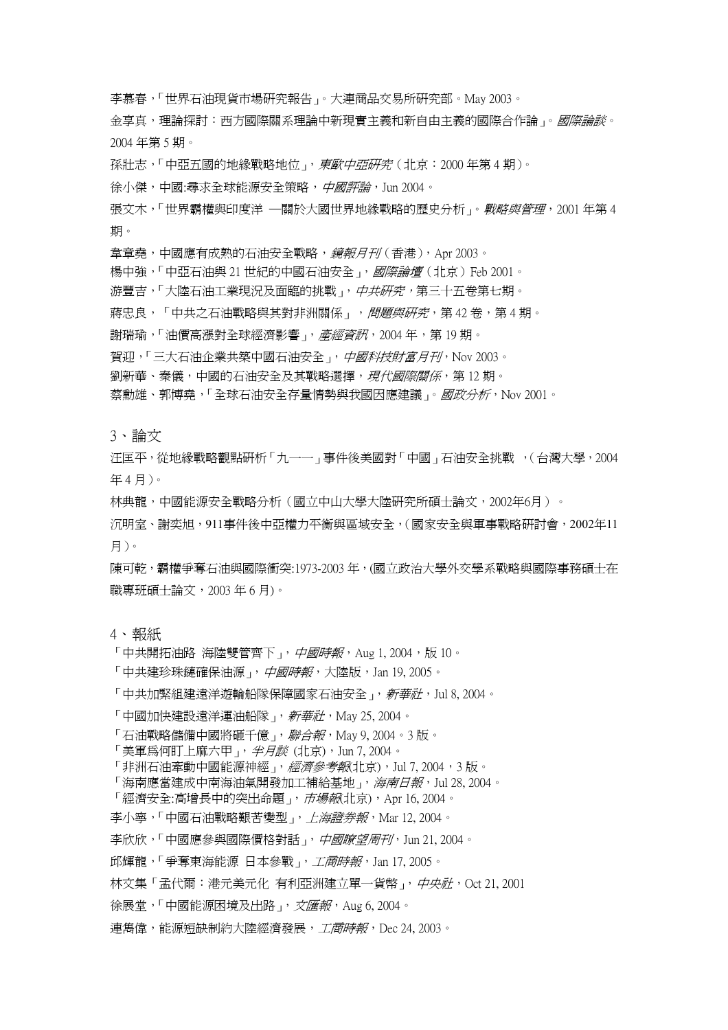李慕春，「世界石油現貨市場研究報告」。大連商品交易所研究部。May 2003。

金享真，理論探討：西方國際關系理論中新現實主義和新自由主義的國際合作論」。*國際論談*。2004 年第 5 期。

孫壯志，「中亞五國的地緣戰略地位」，*東歐中亞研究*（北京：2000 年第 4 期）。

徐小傑，中國:尋求全球能源安全策略，*中國評論*，Jun 2004。

張文木，「世界霸權與印度洋 —關於大國世界地緣戰略的歷史分析」。*戰略與管理*，2001 年第 4 期。

韋章堯，中國應有成熟的石油安全戰略，*鏡報月刊*（香港），Apr 2003。

楊中強，「中亞石油與 21 世紀的中國石油安全」，*國際論壇*（北京）Feb 2001。

游豐吉，「大陸石油工業現況及面臨的挑戰」，*中共研究*，第三十五卷第七期。

蔣忠良，「中共之石油戰略與其對非洲關係」，*問題與研究*，第 42 卷，第 4 期。

謝瑞瑜，「油價高漲對全球經濟影響」，*產經資訊*，2004 年，第 19 期。

賀迎，「三大石油企業共築中國石油安全」，*中國科技財富月刊*，Nov 2003。

劉新華、秦儀，中國的石油安全及其戰略選擇，*現代國際關係*，第 12 期。

蔡勳雄、郭博堯，「全球石油安全存量情勢與我國因應建議」。*國政分析*，Nov 2001。

3、論文

汪国平，從地緣戰略觀點研析「九一一」事件後美國對「中國」石油安全挑戰 ，（台灣大學，2004 年 4 月）。

林典龍，中國能源安全戰略分析（國立中山大學大陸研究所碩士論文，2002年6月）。

沉明室、謝奕旭，911事件後中亞權力平衡與區域安全，（國家安全與軍事戰略研討會，2002年11月）。

陳可乾，霸權爭奪石油與國際衝突:1973-2003 年，(國立政治大學外交學系戰略與國際事務碩士在職專班碩士論文，2003 年 6 月)。

4、報紙

「中共開拓油路 海陸雙管齊下」，*中國時報*，Aug 1, 2004，版 10。

「中共建珍珠鏈確保油源」，*中國時報*，大陸版，Jan 19, 2005。

「中共加緊組建遠洋遊輪船隊保障國家石油安全」，*新華社*，Jul 8, 2004。

「中國加快建設遠洋運油船隊」，*新華社*，May 25, 2004。

「石油戰略儲備中國將砸千億」，*聯合報*，May 9, 2004。3 版。

「美軍爲何盯上麻六甲」，*半月談* (北京)，Jun 7, 2004。

「非洲石油牽動中國能源神經」，*經濟參考報*(北京)，Jul 7, 2004，3 版。

「海南應當建成中南海油氣開發加工補給基地」，*海南日報*，Jul 28, 2004。

「經濟安全:高增長中的突出命題」，*市場報*(北京)，Apr 16, 2004。

李小寧，「中國石油戰略艱苦變型」，*上海證券報*，Mar 12, 2004。

李欣欣，「中國應參與國際價格對話」，*中國瞭望周刊*，Jun 21, 2004。

邱輝龍，「爭奪東海能源 日本參戰」，*工商時報*，Jan 17, 2005。

林文集「孟代爾：港元美元化 有利亞洲建立單一貨幣」，*中央社*，Oct 21, 2001

徐展堂，「中國能源困境及出路」，*文匯報*，Aug 6, 2004。

連雋偉，能源短缺制約大陸經濟發展，*工商時報*，Dec 24, 2003。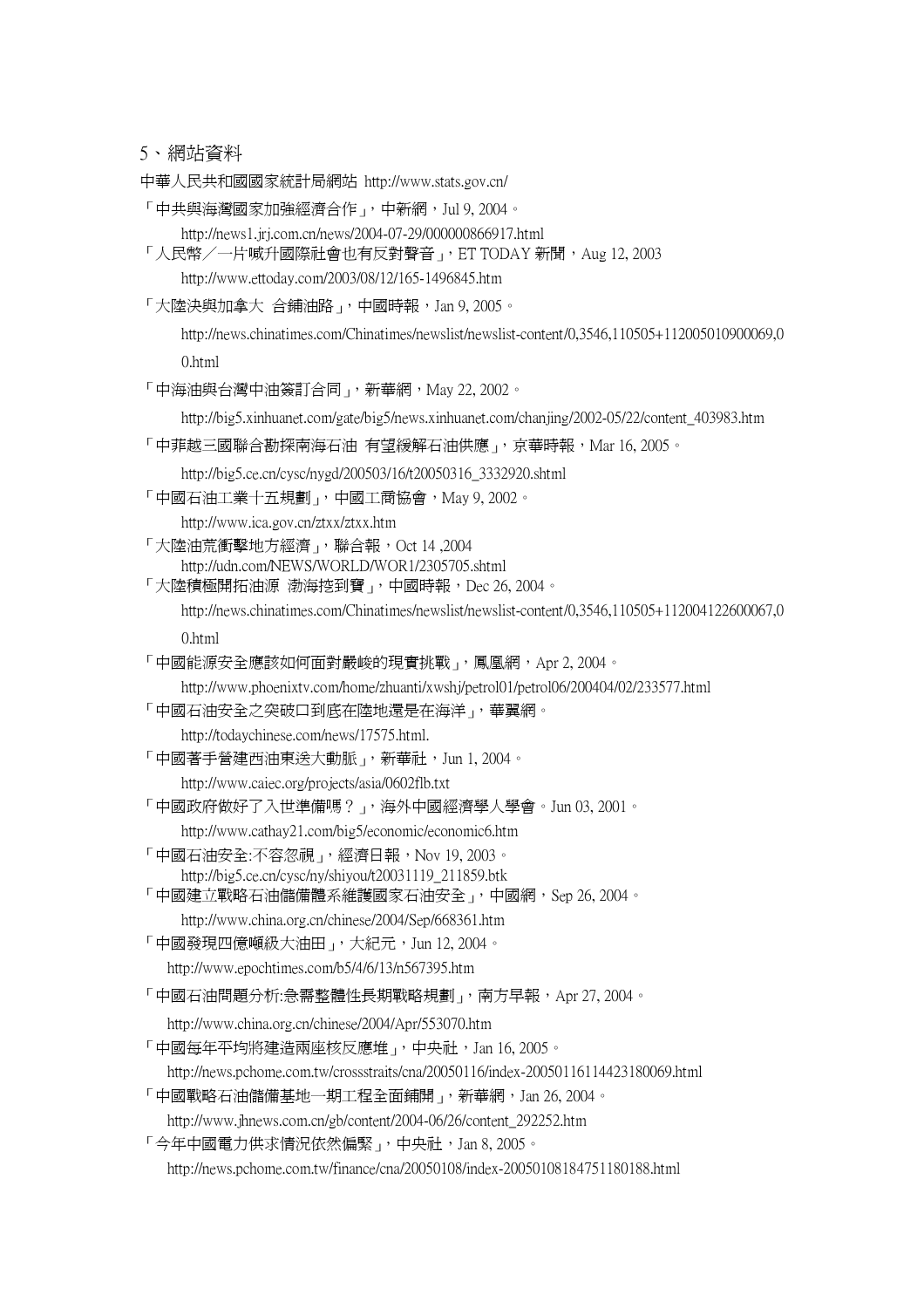## 5、網站資料

中華人民共和國國家統計局網站 http://www.stats.gov.cn/

「中共與海灣國家加強經濟合作」，中新網，Jul 9, 2004。

http://news1.jrj.com.cn/news/2004-07-29/000000866917.html

「人民幣／一片喊升國際社會也有反對聲音」，ET TODAY 新聞，Aug 12, 2003

http://www.ettoday.com/2003/08/12/165-1496845.htm

「大陸決與加拿大 合鋪油路」，中國時報，Jan 9, 2005。

http://news.chinatimes.com/Chinatimes/newslist/newslist-content/0,3546,110505+112005010900069,00.html

「中海油與台灣中油簽訂合同」，新華網，May 22, 2002。

http://big5.xinhuanet.com/gate/big5/news.xinhuanet.com/chanjing/2002-05/22/content_403983.htm

「中菲越三國聯合勘探南海石油 有望緩解石油供應」，京華時報，Mar 16, 2005。

http://big5.ce.cn/cysc/nygd/200503/16/t20050316_3332920.shtml

「中國石油工業十五規劃」，中國工商協會，May 9, 2002。

http://www.ica.gov.cn/ztxx/ztxx.htm

「大陸油荒衝擊地方經濟」，聯合報，Oct 14 ,2004

http://udn.com/NEWS/WORLD/WOR1/2305705.shtml

「大陸積極開拓油源 渤海挖到寶」，中國時報，Dec 26, 2004。

http://news.chinatimes.com/Chinatimes/newslist/newslist-content/0,3546,110505+112004122600067,00.html

「中國能源安全應該如何面對嚴峻的現實挑戰」，鳳凰網，Apr 2, 2004。

http://www.phoenixtv.com/home/zhuanti/xwshj/petrol01/petrol06/200404/02/233577.html

「中國石油安全之突破口到底在陸地還是在海洋」，華翼網。

http://todaychinese.com/news/17575.html.

「中國著手營建西油東送大動脈」，新華社，Jun 1, 2004。

http://www.caiec.org/projects/asia/0602flb.txt

「中國政府做好了入世準備嗎？」，海外中國經濟學人學會。Jun 03, 2001。

http://www.cathay21.com/big5/economic/economic6.htm

「中國石油安全:不容忽視」，經濟日報，Nov 19, 2003。

http://big5.ce.cn/cysc/ny/shiyou/t20031119_211859.btk

「中國建立戰略石油儲備體系維護國家石油安全」，中國網，Sep 26, 2004。

http://www.china.org.cn/chinese/2004/Sep/668361.htm

「中國發現四億噸級大油田」，大紀元，Jun 12, 2004。

http://www.epochtimes.com/b5/4/6/13/n567395.htm

「中國石油問題分析:急需整體性長期戰略規劃」，南方早報，Apr 27, 2004。

http://www.china.org.cn/chinese/2004/Apr/553070.htm

「中國每年平均將建造兩座核反應堆」，中央社，Jan 16, 2005。

http://news.pchome.com.tw/crossstraits/cna/20050116/index-20050116114423180069.html

「中國戰略石油儲備基地一期工程全面鋪開」，新華網，Jan 26, 2004。

http://www.jhnews.com.cn/gb/content/2004-06/26/content_292252.htm

「今年中國電力供求情況依然偏緊」，中央社，Jan 8, 2005。

http://news.pchome.com.tw/finance/cna/20050108/index-20050108184751180188.html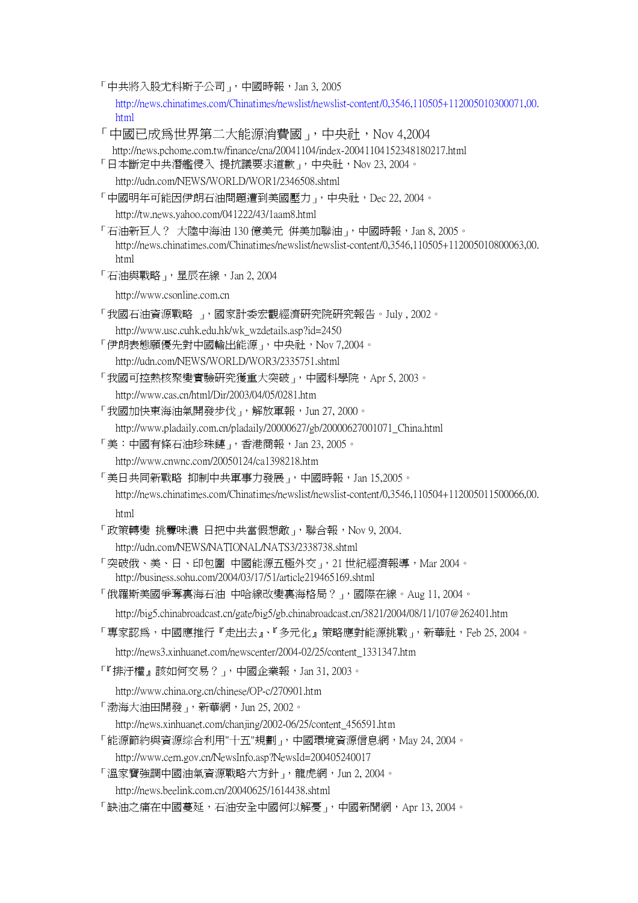「中共將入股尤科斯子公司」，中國時報，Jan 3, 2005

http://news.chinatimes.com/Chinatimes/newslist/newslist-content/0,3546,110505+112005010300071,00.html

「中國已成爲世界第二大能源消費國」，中央社，Nov 4,2004

http://news.pchome.com.tw/finance/cna/20041104/index-20041104152348180217.html

「日本斷定中共潛艦侵入 提抗議要求道歉」，中央社，Nov 23, 2004。

http://udn.com/NEWS/WORLD/WOR1/2346508.shtml

「中國明年可能因伊朗石油問題遭到美國壓力」，中央社，Dec 22, 2004。

http://tw.news.yahoo.com/041222/43/1aam8.html

「石油新巨人？ 大陸中海油 130 億美元 併美加聯油」，中國時報，Jan 8, 2005。

http://news.chinatimes.com/Chinatimes/newslist/newslist-content/0,3546,110505+112005010800063,00.html

「石油與戰略」，星辰在線，Jan 2, 2004

http://www.csonline.com.cn

「我國石油資源戰略 」，國家計委宏觀經濟研究院研究報告。July , 2002。

http://www.usc.cuhk.edu.hk/wk_wzdetails.asp?id=2450

「伊朗表態願優先對中國輸出能源」，中央社，Nov 7,2004。

http://udn.com/NEWS/WORLD/WOR3/2335751.shtml

「我國可控熱核聚變實驗研究獲重大突破」，中國科學院，Apr 5, 2003。

http://www.cas.cn/html/Dir/2003/04/05/0281.htm

「我國加快東海油氣開發步伐」，解放軍報，Jun 27, 2000。

http://www.pladaily.com.cn/pladaily/20000627/gb/20000627001071_China.html

「美：中國有條石油珍珠鏈」，香港商報，Jan 23, 2005。

http://www.cnwnc.com/20050124/ca1398218.htm

「美日共同新戰略 抑制中共軍事力發展」，中國時報，Jan 15,2005。

http://news.chinatimes.com/Chinatimes/newslist/newslist-content/0,3546,110504+112005011500066,00.html

「政策轉變 挑釁味濃 日把中共當假想敵」，聯合報，Nov 9, 2004.

http://udn.com/NEWS/NATIONAL/NATS3/2338738.shtml

「突破俄、美、日、印包圍 中國能源五極外交」，21 世紀經濟報導，Mar 2004。

http://business.sohu.com/2004/03/17/51/article219465169.shtml

「俄羅斯美國爭奪裏海石油 中哈線改變裏海格局？」，國際在線。Aug 11, 2004。

http://big5.chinabroadcast.cn/gate/big5/gb.chinabroadcast.cn/3821/2004/08/11/107@262401.htm

「專家認爲，中國應推行『走出去』、『多元化』策略應對能源挑戰」，新華社，Feb 25, 2004。

http://news3.xinhuanet.com/newscenter/2004-02/25/content_1331347.htm

「『排汙權』該如何交易？」，中國企業報，Jan 31, 2003。

http://www.china.org.cn/chinese/OP-c/270901.htm

「渤海大油田開發」，新華網，Jun 25, 2002。

http://news.xinhuanet.com/chanjing/2002-06/25/content_456591.htm

「能源節約與資源綜合利用"十五"規劃」，中國環境資源信息網，May 24, 2004。

http://www.cern.gov.cn/NewsInfo.asp?NewsId=200405240017

「溫家寶強調中國油氣資源戰略六方針」，龍虎網，Jun 2, 2004。

http://news.beelink.com.cn/20040625/1614438.shtml

「缺油之痛在中國蔓延，石油安全中國何以解憂」，中國新聞網，Apr 13, 2004。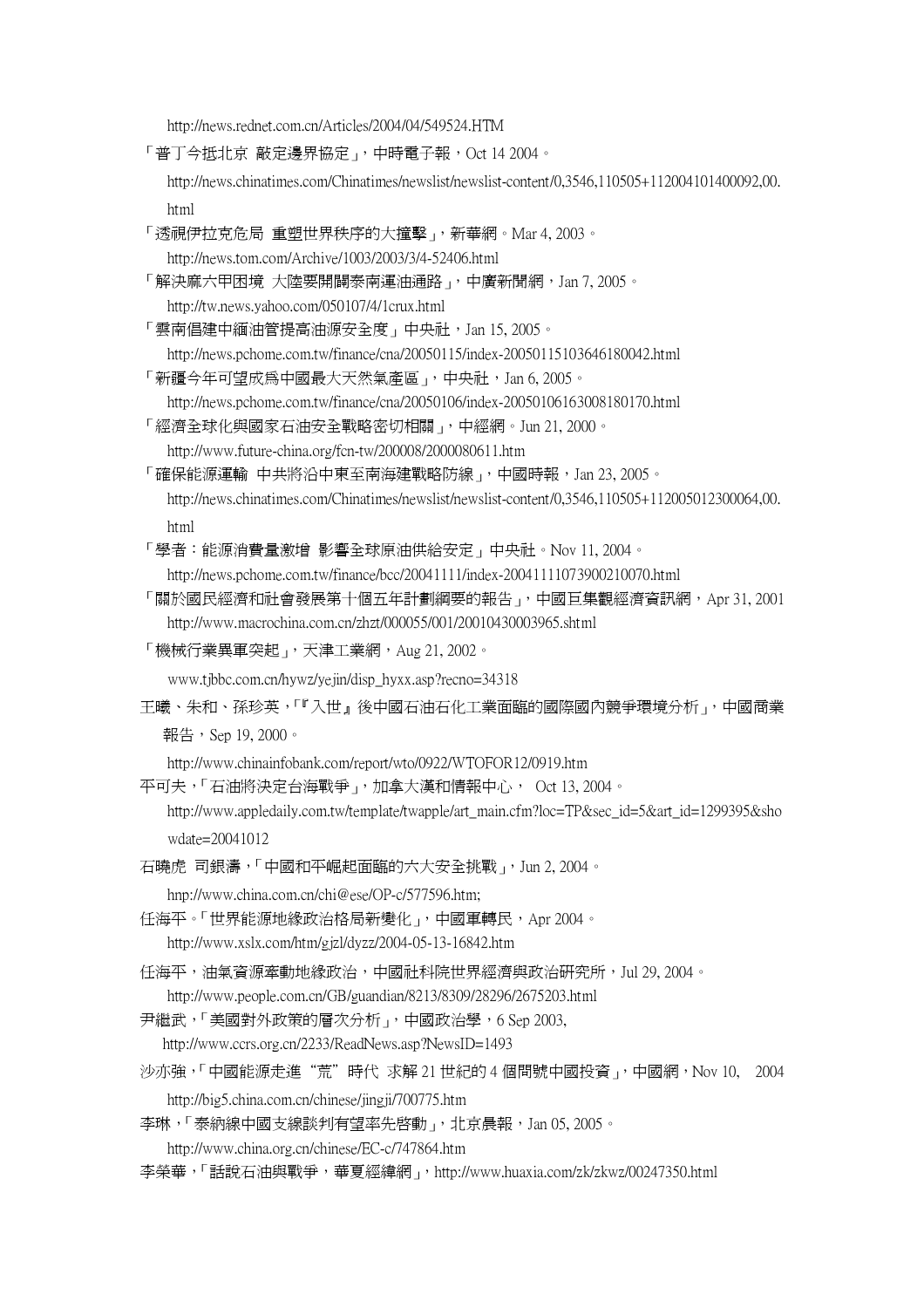http://news.rednet.com.cn/Articles/2004/04/549524.HTM

「普丁今抵北京 敲定邊界協定」，中時電子報，Oct 14 2004。

http://news.chinatimes.com/Chinatimes/newslist/newslist-content/0,3546,110505+112004101400092,00.html

「透視伊拉克危局 重塑世界秩序的大撞擊」，新華網。Mar 4, 2003。

http://news.tom.com/Archive/1003/2003/3/4-52406.html

「解決麻六甲困境 大陸要開闢泰南運油通路」，中廣新聞網，Jan 7, 2005。

http://tw.news.yahoo.com/050107/4/1crux.html

「雲南倡建中緬油管提高油源安全度」中央社，Jan 15, 2005。

http://news.pchome.com.tw/finance/cna/20050115/index-20050115103646180042.html

「新疆今年可望成為中國最大天然氣產區」，中央社，Jan 6, 2005。

http://news.pchome.com.tw/finance/cna/20050106/index-20050106163008180170.html

「經濟全球化與國家石油安全戰略密切相關」，中經網。Jun 21, 2000。

http://www.future-china.org/fcn-tw/200008/2000080611.htm

「確保能源運輸 中共將沿中東至南海建戰略防線」，中國時報，Jan 23, 2005。

http://news.chinatimes.com/Chinatimes/newslist/newslist-content/0,3546,110505+112005012300064,00.html

「學者：能源消費量激增 影響全球原油供給安定」中央社。Nov 11, 2004。

http://news.pchome.com.tw/finance/bcc/20041111/index-20041111073900210070.html

「關於國民經濟和社會發展第十個五年計劃綱要的報告」，中國巨集觀經濟資訊網，Apr 31, 2001

http://www.macrochina.com.cn/zhzt/000055/001/20010430003965.shtml

「機械行業異軍突起」，天津工業網，Aug 21, 2002。

www.tjbbc.com.cn/hywz/yejin/disp_hyxx.asp?recno=34318

王曦、朱和、孫珍英，「『入世』後中國石油石化工業面臨的國際國內競爭環境分析」，中國商業報告，Sep 19, 2000。

http://www.chinainfobank.com/report/wto/0922/WTOFOR12/0919.htm

平可夫，「石油將決定台海戰爭」，加拿大漢和情報中心， Oct 13, 2004。

http://www.appledaily.com.tw/template/twapple/art_main.cfm?loc=TP&sec_id=5&art_id=1299395&showdate=20041012

石曉虎 司銀濤，「中國和平崛起面臨的六大安全挑戰」，Jun 2, 2004。

hnp://www.china.com.cn/chi@ese/OP-c/577596.htm;

任海平。「世界能源地緣政治格局新變化」，中國軍轉民，Apr 2004。

http://www.xslx.com/htm/gjzl/dyzz/2004-05-13-16842.htm

任海平，油氣資源牽動地緣政治，中國社科院世界經濟與政治研究所，Jul 29, 2004。

http://www.people.com.cn/GB/guandian/8213/8309/28296/2675203.html

尹繼武，「美國對外政策的層次分析」，中國政治學，6 Sep 2003,

http://www.ccrs.org.cn/2233/ReadNews.asp?NewsID=1493

沙亦強，「中國能源走進"荒"時代 求解 21 世紀的 4 個問號中國投資」，中國網，Nov 10, 2004

http://big5.china.com.cn/chinese/jingji/700775.htm

李琳，「泰納線中國支線談判有望率先啓動」，北京晨報，Jan 05, 2005。

http://www.china.org.cn/chinese/EC-c/747864.htm

李榮華，「話說石油與戰爭，華夏經緯網」，http://www.huaxia.com/zk/zkwz/00247350.html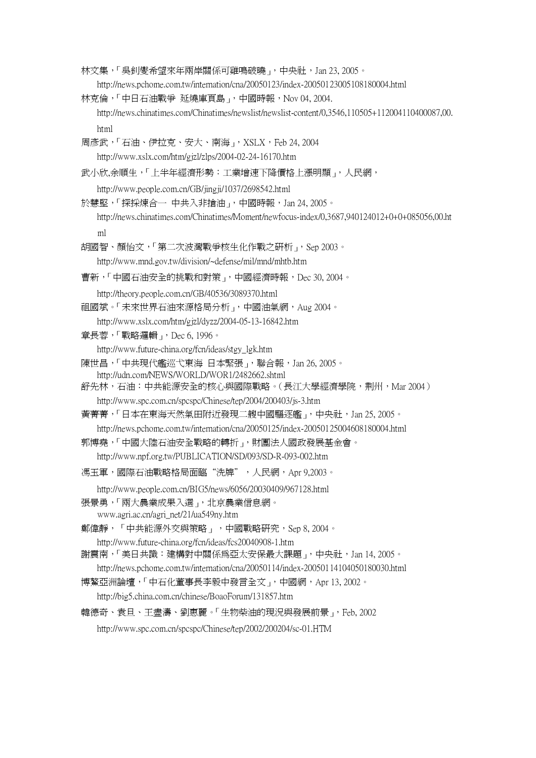林文集，「吳釗燮希望來年兩岸關係可雞鳴破曉」，中央社，Jan 23, 2005。

http://news.pchome.com.tw/internation/cna/20050123/index-20050123005108180004.html

林克倫，「中日石油戰爭 延燒庫頁島」，中國時報，Nov 04, 2004.

http://news.chinatimes.com/Chinatimes/newslist/newslist-content/0,3546,110505+112004110400087,00.html

周彥武，「石油、伊拉克、安大、南海」，XSLX，Feb 24, 2004

http://www.xslx.com/htm/gjzl/zlps/2004-02-24-16170.htm

武小欣,余順生，「上半年經濟形勢：工業增速下降價格上漲明顯」，人民網，

http://www.people.com.cn/GB/jingji/1037/2698542.html

於慧堅，「探採煉合一 中共入非搶油」，中國時報，Jan 24, 2005。

http://news.chinatimes.com/Chinatimes/Moment/newfocus-index/0,3687,940124012+0+0+085056,00.html

胡國智、顏怡文，「第二次波灣戰爭核生化作戰之研析」，Sep 2003。

http://www.mnd.gov.tw/division/~defense/mil/mnd/mhtb.htm

曹新，「中國石油安全的挑戰和對策」，中國經濟時報，Dec 30, 2004。

http://theory.people.com.cn/GB/40536/3089370.html

祖國斌。「未來世界石油來源格局分析」，中國油氣網，Aug 2004。

http://www.xslx.com/htm/gjzl/dyzz/2004-05-13-16842.htm

章長蓉，「戰略邏輯」，Dec 6, 1996。

http://www.future-china.org/fcn/ideas/stgy_lgk.htm

陳世昌，「中共現代艦巡弋東海 日本緊張」，聯合報，Jan 26, 2005。

http://udn.com/NEWS/WORLD/WOR1/2482662.shtml

舒先林，石油：中共能源安全的核心與國際戰略。（長江大學經濟學院，荊州，Mar 2004）

http://www.spc.com.cn/spcspc/Chinese/tep/2004/200403/js-3.htm

黃菁菁，「日本在東海天然氣田附近發現二艘中國驅逐艦」，中央社，Jan 25, 2005。

http://news.pchome.com.tw/internation/cna/20050125/index-20050125004608180004.html

郭博堯，「中國大陸石油安全戰略的轉折」，財團法人國政發展基金會。

http://www.npf.org.tw/PUBLICATION/SD/093/SD-R-093-002.htm

馮玉軍，國際石油戰略格局面臨“洗牌”，人民網，Apr 9,2003。

http://www.people.com.cn/BIG5/news/6056/20030409/967128.html

張景勇，「兩大農業成果入選」，北京農業信息網。

www.agri.ac.cn/agri_net/21/ua549ny.htm

鄭偉靜，「中共能源外交與策略」，中國戰略研究，Sep 8, 2004。

http://www.future-china.org/fcn/ideas/fcs20040908-1.htm

謝震南，「美日共識：建構對中關係為亞太安保最大課題」，中央社，Jan 14, 2005。

http://news.pchome.com.tw/internation/cna/20050114/index-20050114104050180030.html

博鰲亞洲論壇，「中石化董事長李毅中發言全文」，中國網，Apr 13, 2002。

http://big5.china.com.cn/chinese/BoaoForum/131857.htm

韓德奇、袁旦、王盡濤、劉惠麗。「生物柴油的現況與發展前景」，Feb, 2002

http://www.spc.com.cn/spcspc/Chinese/tep/2002/200204/sc-01.HTM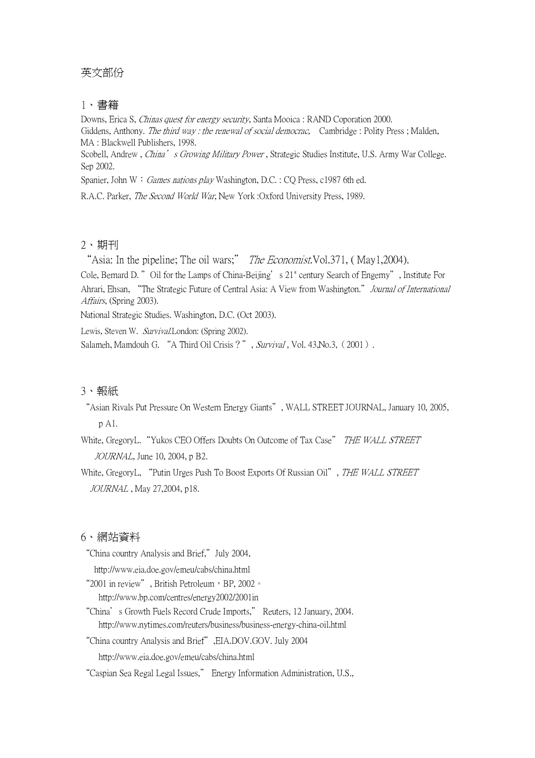英文部份

## 1、書籍

Downs, Erica S, *Chinas quest for energy security*, Santa Mooica : RAND Coporation 2000.
Giddens, Anthony. *The third way : the renewal of social democrac,* Cambridge : Polity Press ; Malden, MA : Blackwell Publishers, 1998.
Scobell, Andrew , *China's Growing Military Power* , Strategic Studies Institute, U.S. Army War College. Sep 2002.
Spanier, John W：*Games nations play* Washington, D.C. : CQ Press, c1987 6th ed.
R.A.C. Parker, *The Second World War*, New York :Oxford University Press, 1989.

## 2、期刊

"Asia: In the pipeline; The oil wars;" *The Economist*.Vol.371, ( May1,2004).
Cole, Bernard D. " Oil for the Lamps of China-Beijing's 21st century Search of Engerny", Institute For
Ahrari, Ehsan, "The Strategic Future of Central Asia: A View from Washington." *Journal of International Affairs*, (Spring 2003).
National Strategic Studies. Washington, D.C. (Oct 2003).
Lewis, Steven W. *Survival*.London: (Spring 2002).
Salameh, Mamdouh G. "A Third Oil Crisis？", *Survival* , Vol. 43,No.3,（2001）.

## 3、報紙

"Asian Rivals Put Pressure On Western Energy Giants", WALL STREET JOURNAL, January 10, 2005, p A1.
White, GregoryL. "Yukos CEO Offers Doubts On Outcome of Tax Case" *THE WALL STREET JOURNAL*, June 10, 2004, p B2.
White, GregoryL, "Putin Urges Push To Boost Exports Of Russian Oil", *THE WALL STREET JOURNAL* , May 27,2004, p18.

## 6、網站資料

"China country Analysis and Brief," July 2004,
http://www.eia.doe.gov/emeu/cabs/china.html
"2001 in review", British Petroleum，BP, 2002。
http://www.bp.com/centres/energy2002/2001in
"China's Growth Fuels Record Crude Imports," Reuters, 12 January, 2004.
http://www.nytimes.com/reuters/business/business-energy-china-oil.html
"China country Analysis and Brief",EIA.DOV.GOV. July 2004
http://www.eia.doe.gov/emeu/cabs/china.html
"Caspian Sea Regal Legal Issues," Energy Information Administration, U.S.,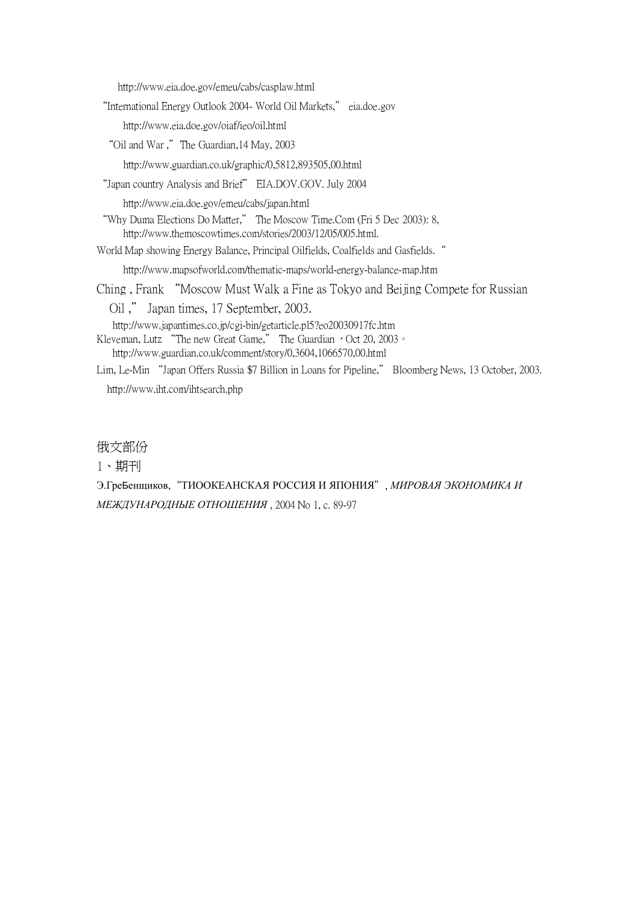http://www.eia.doe.gov/emeu/cabs/casplaw.html

"International Energy Outlook 2004- World Oil Markets," eia.doe.gov

http://www.eia.doe.gov/oiaf/ieo/oil.html

"Oil and War ," The Guardian,14 May, 2003

http://www.guardian.co.uk/graphic/0,5812,893505,00.html

"Japan country Analysis and Brief" EIA.DOV.GOV. July 2004

http://www.eia.doe.gov/emeu/cabs/japan.html

"Why Duma Elections Do Matter," The Moscow Time.Com (Fri 5 Dec 2003): 8,
http://www.themoscowtimes.com/stories/2003/12/05/005.html.

World Map showing Energy Balance, Principal Oilfields, Coalfields and Gasfields. "

http://www.mapsofworld.com/thematic-maps/world-energy-balance-map.htm

Ching , Frank "Moscow Must Walk a Fine as Tokyo and Beijing Compete for Russian Oil ," Japan times, 17 September, 2003.

http://www.japantimes.co.jp/cgi-bin/getarticle.pl5?eo20030917fc.htm

Kleveman, Lutz "The new Great Game," The Guardian，Oct 20, 2003。
http://www.guardian.co.uk/comment/story/0,3604,1066570,00.html

Lim, Le-Min "Japan Offers Russia $7 Billion in Loans for Pipeline," Bloomberg News, 13 October, 2003.

http://www.iht.com/ihtsearch.php

俄文部份

1、期刊

Э.ГреБенщиков,"ТИООКЕАНСКАЯ РОССИЯ И ЯПОНИЯ", *МИРОВАЯ ЭКОНОМИКА И МЕЖДУНАРОДНЫЕ ОТНОШЕНИЯ* , 2004 No 1, c. 89-97